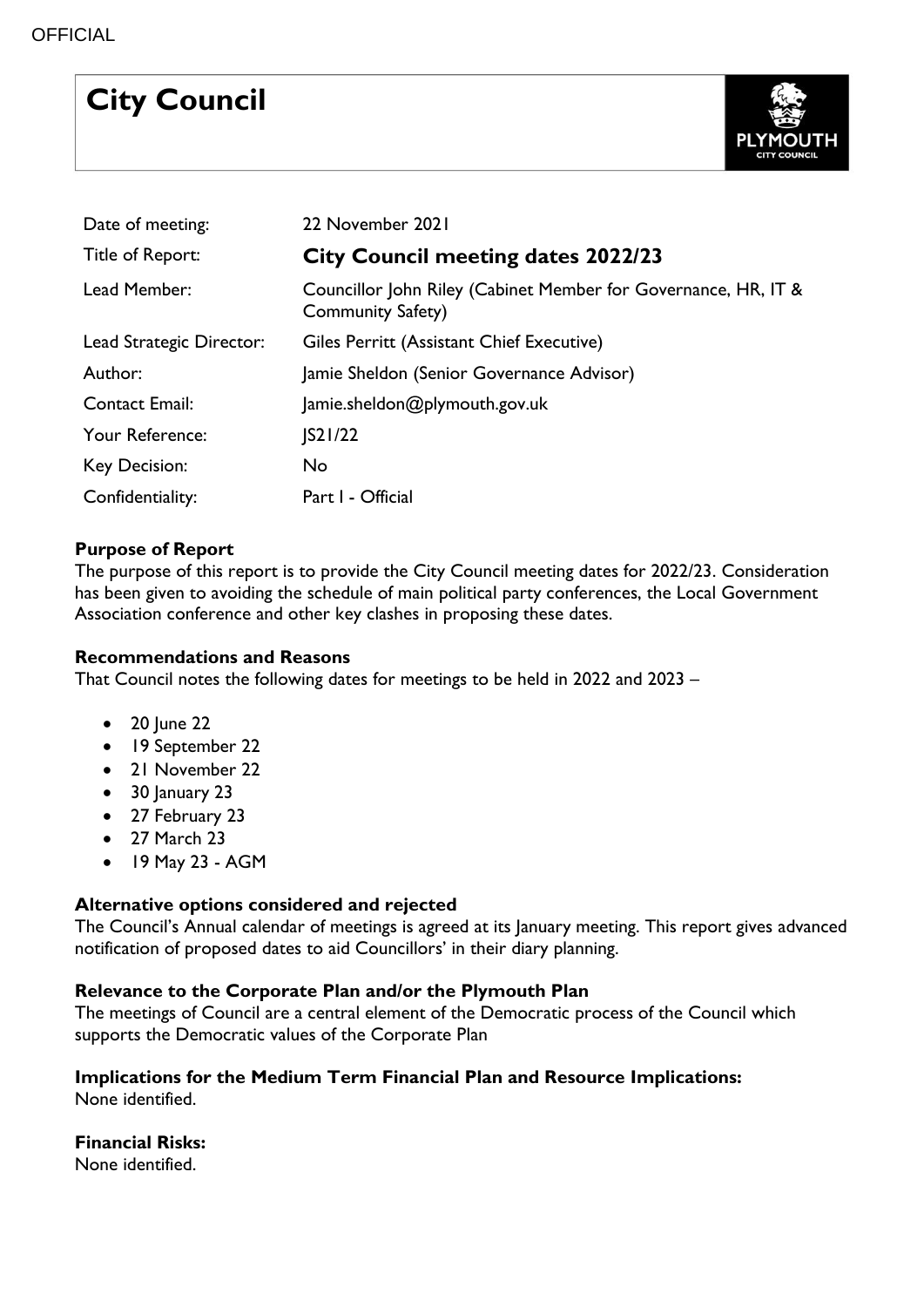OFFICIAL

# City Council

| | |
|---|---|
| Date of meeting: | 22 November 2021 |
| Title of Report: | **City Council meeting dates 2022/23** |
| Lead Member: | Councillor John Riley (Cabinet Member for Governance, HR, IT & Community Safety) |
| Lead Strategic Director: | Giles Perritt (Assistant Chief Executive) |
| Author: | Jamie Sheldon (Senior Governance Advisor) |
| Contact Email: | Jamie.sheldon@plymouth.gov.uk |
| Your Reference: | JS21/22 |
| Key Decision: | No |
| Confidentiality: | Part I - Official |

**Purpose of Report**

The purpose of this report is to provide the City Council meeting dates for 2022/23. Consideration has been given to avoiding the schedule of main political party conferences, the Local Government Association conference and other key clashes in proposing these dates.

**Recommendations and Reasons**

That Council notes the following dates for meetings to be held in 2022 and 2023 –

- 20 June 22
- 19 September 22
- 21 November 22
- 30 January 23
- 27 February 23
- 27 March 23
- 19 May 23 - AGM

**Alternative options considered and rejected**

The Council's Annual calendar of meetings is agreed at its January meeting. This report gives advanced notification of proposed dates to aid Councillors' in their diary planning.

**Relevance to the Corporate Plan and/or the Plymouth Plan**

The meetings of Council are a central element of the Democratic process of the Council which supports the Democratic values of the Corporate Plan

**Implications for the Medium Term Financial Plan and Resource Implications:**

None identified.

**Financial Risks:**

None identified.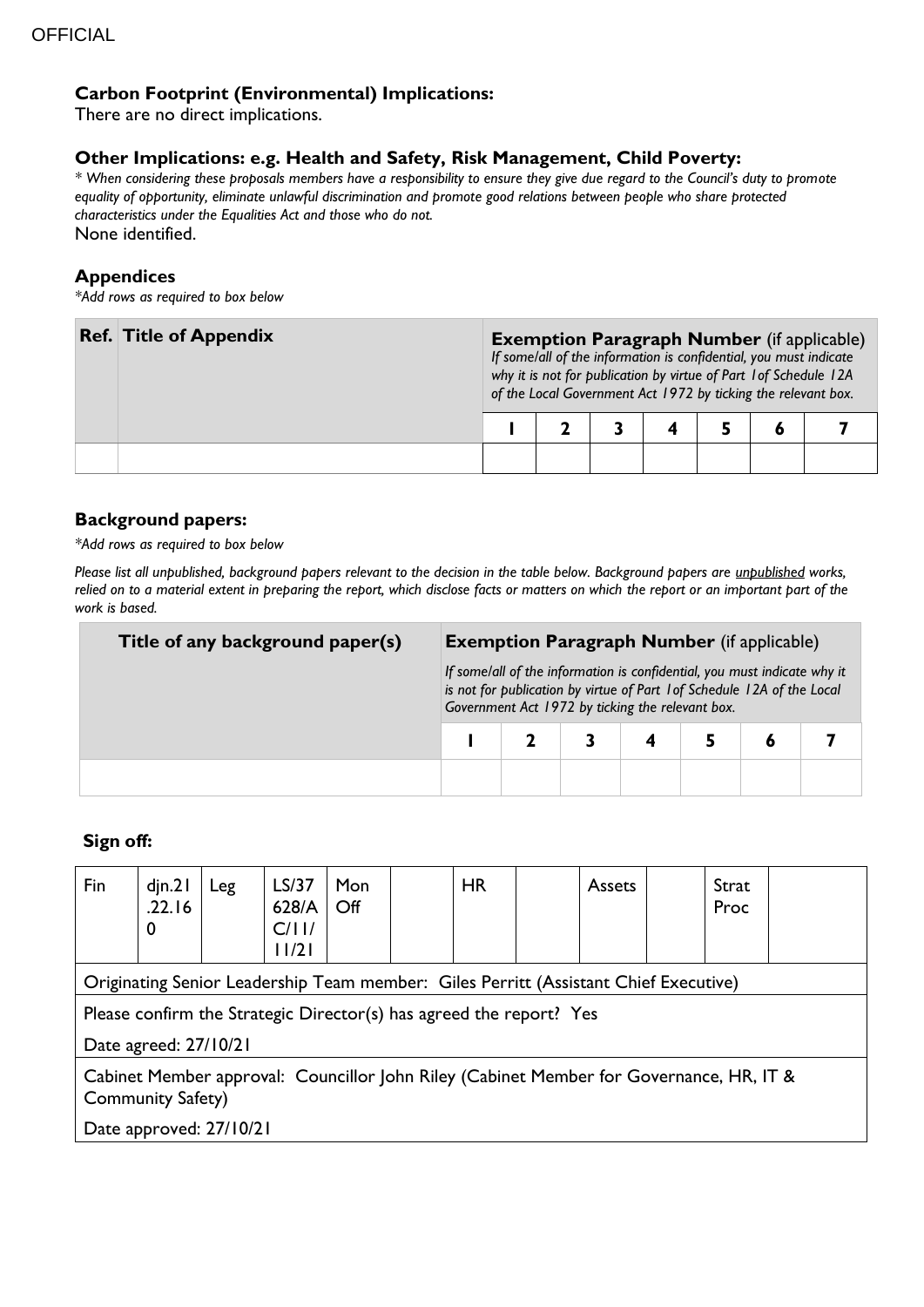OFFICIAL

### Carbon Footprint (Environmental) Implications:

There are no direct implications.

### Other Implications: e.g. Health and Safety, Risk Management, Child Poverty:

*\* When considering these proposals members have a responsibility to ensure they give due regard to the Council's duty to promote equality of opportunity, eliminate unlawful discrimination and promote good relations between people who share protected characteristics under the Equalities Act and those who do not.*

None identified.

### Appendices

*\*Add rows as required to box below*

| Ref. | Title of Appendix | Exemption Paragraph Number (if applicable) *If some/all of the information is confidential, you must indicate why it is not for publication by virtue of Part 1of Schedule 12A of the Local Government Act 1972 by ticking the relevant box.* | | | | | | |
|---|---|---|---|---|---|---|---|---|
| | | 1 | 2 | 3 | 4 | 5 | 6 | 7 |
| | | | | | | | | |

### Background papers:

*\*Add rows as required to box below*

*Please list all unpublished, background papers relevant to the decision in the table below. Background papers are unpublished works, relied on to a material extent in preparing the report, which disclose facts or matters on which the report or an important part of the work is based.*

| Title of any background paper(s) | Exemption Paragraph Number (if applicable) *If some/all of the information is confidential, you must indicate why it is not for publication by virtue of Part 1of Schedule 12A of the Local Government Act 1972 by ticking the relevant box.* | | | | | | |
|---|---|---|---|---|---|---|---|
| | 1 | 2 | 3 | 4 | 5 | 6 | 7 |
| | | | | | | | |

### Sign off:

| Fin | djn.21.22.160 | Leg | LS/37628/AC/11/11/21 | Mon Off | | HR | | Assets | | Strat Proc | |
|---|---|---|---|---|---|---|---|---|---|---|---|

Originating Senior Leadership Team member: Giles Perritt (Assistant Chief Executive)

Please confirm the Strategic Director(s) has agreed the report? Yes

Date agreed: 27/10/21

Cabinet Member approval: Councillor John Riley (Cabinet Member for Governance, HR, IT & Community Safety)

Date approved: 27/10/21